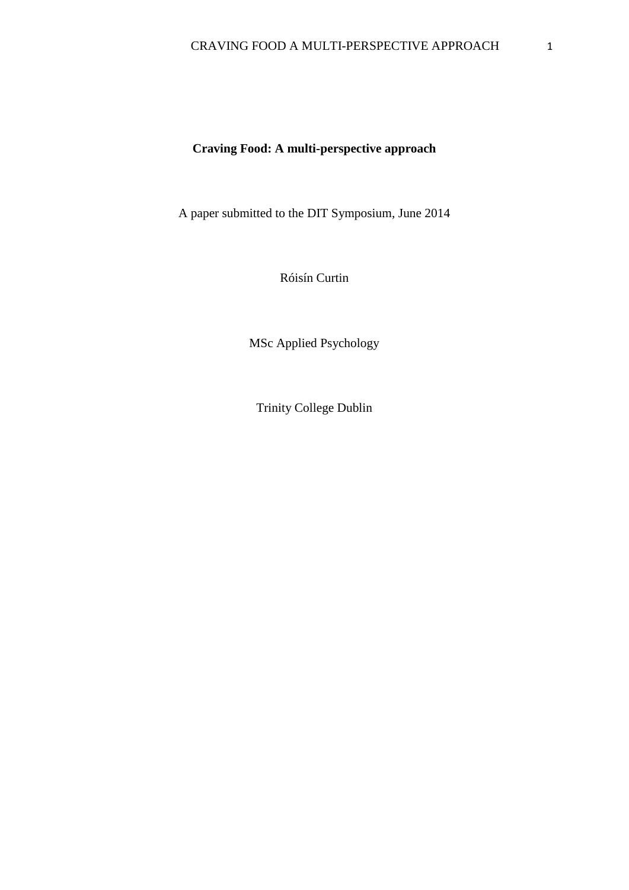# Craving Food: A multi-perspective approach

A paper submitted to the DIT Symposium, June 2014

Róisín Curtin

MSc Applied Psychology

Trinity College Dublin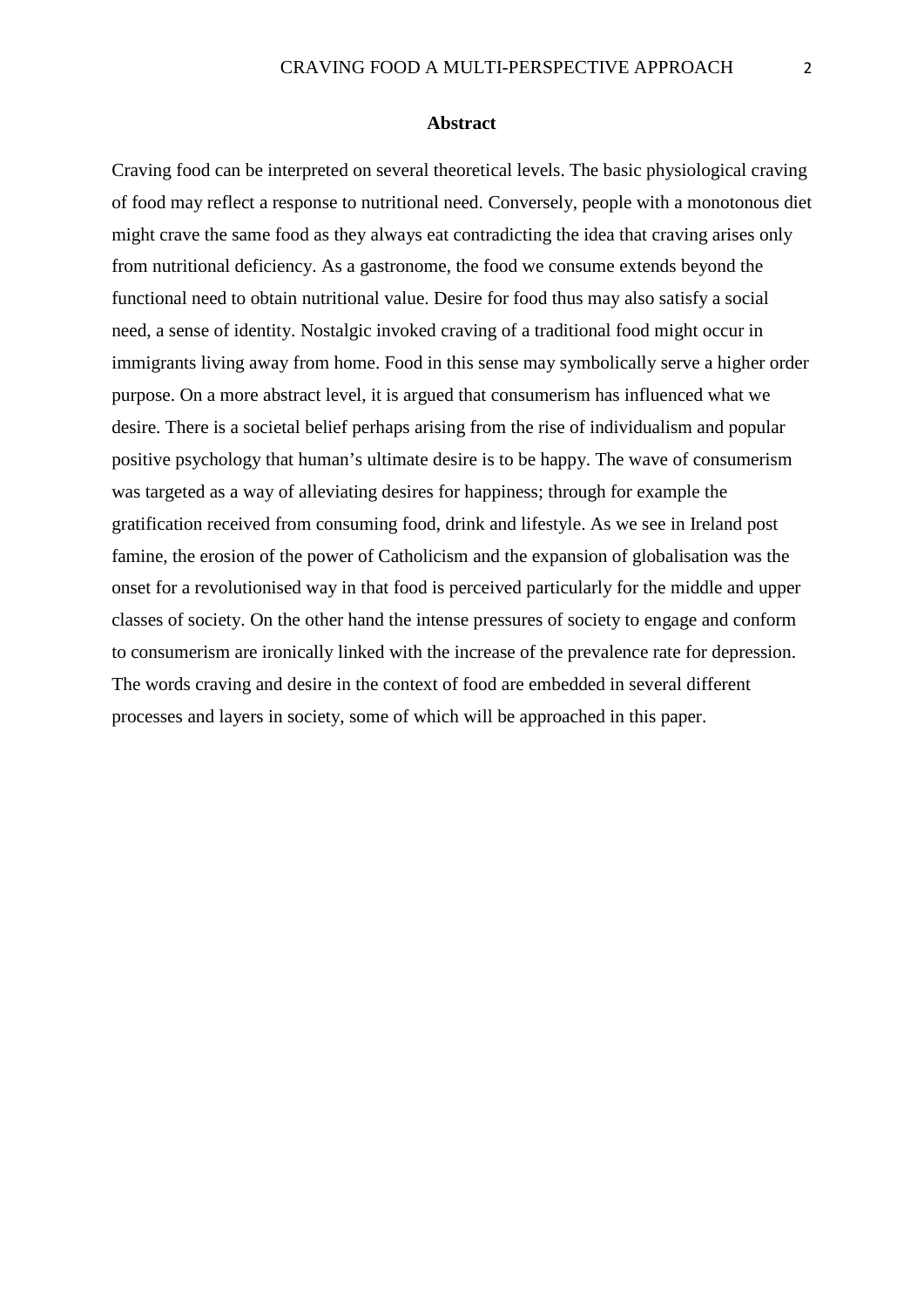## Abstract

Craving food can be interpreted on several theoretical levels. The basic physiological craving of food may reflect a response to nutritional need. Conversely, people with a monotonous diet might crave the same food as they always eat contradicting the idea that craving arises only from nutritional deficiency. As a gastronome, the food we consume extends beyond the functional need to obtain nutritional value. Desire for food thus may also satisfy a social need, a sense of identity. Nostalgic invoked craving of a traditional food might occur in immigrants living away from home. Food in this sense may symbolically serve a higher order purpose. On a more abstract level, it is argued that consumerism has influenced what we desire. There is a societal belief perhaps arising from the rise of individualism and popular positive psychology that human's ultimate desire is to be happy. The wave of consumerism was targeted as a way of alleviating desires for happiness; through for example the gratification received from consuming food, drink and lifestyle. As we see in Ireland post famine, the erosion of the power of Catholicism and the expansion of globalisation was the onset for a revolutionised way in that food is perceived particularly for the middle and upper classes of society. On the other hand the intense pressures of society to engage and conform to consumerism are ironically linked with the increase of the prevalence rate for depression. The words craving and desire in the context of food are embedded in several different processes and layers in society, some of which will be approached in this paper.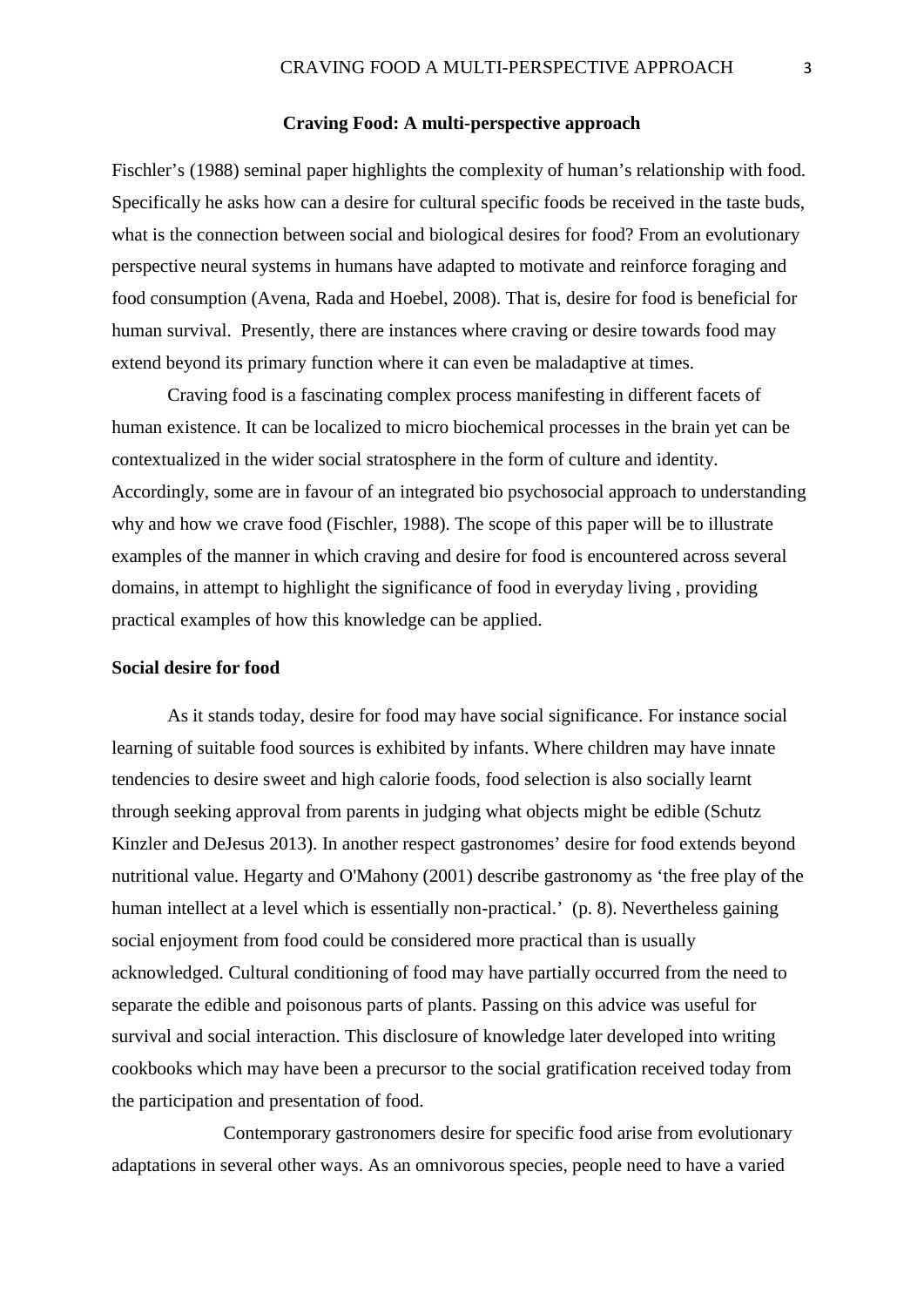## Craving Food: A multi-perspective approach

Fischler's (1988) seminal paper highlights the complexity of human's relationship with food. Specifically he asks how can a desire for cultural specific foods be received in the taste buds, what is the connection between social and biological desires for food? From an evolutionary perspective neural systems in humans have adapted to motivate and reinforce foraging and food consumption (Avena, Rada and Hoebel, 2008). That is, desire for food is beneficial for human survival. Presently, there are instances where craving or desire towards food may extend beyond its primary function where it can even be maladaptive at times.

Craving food is a fascinating complex process manifesting in different facets of human existence. It can be localized to micro biochemical processes in the brain yet can be contextualized in the wider social stratosphere in the form of culture and identity. Accordingly, some are in favour of an integrated bio psychosocial approach to understanding why and how we crave food (Fischler, 1988). The scope of this paper will be to illustrate examples of the manner in which craving and desire for food is encountered across several domains, in attempt to highlight the significance of food in everyday living , providing practical examples of how this knowledge can be applied.

### Social desire for food

As it stands today, desire for food may have social significance. For instance social learning of suitable food sources is exhibited by infants. Where children may have innate tendencies to desire sweet and high calorie foods, food selection is also socially learnt through seeking approval from parents in judging what objects might be edible (Schutz Kinzler and DeJesus 2013). In another respect gastronomes' desire for food extends beyond nutritional value. Hegarty and O'Mahony (2001) describe gastronomy as 'the free play of the human intellect at a level which is essentially non-practical.' (p. 8). Nevertheless gaining social enjoyment from food could be considered more practical than is usually acknowledged. Cultural conditioning of food may have partially occurred from the need to separate the edible and poisonous parts of plants. Passing on this advice was useful for survival and social interaction. This disclosure of knowledge later developed into writing cookbooks which may have been a precursor to the social gratification received today from the participation and presentation of food.

Contemporary gastronomers desire for specific food arise from evolutionary adaptations in several other ways. As an omnivorous species, people need to have a varied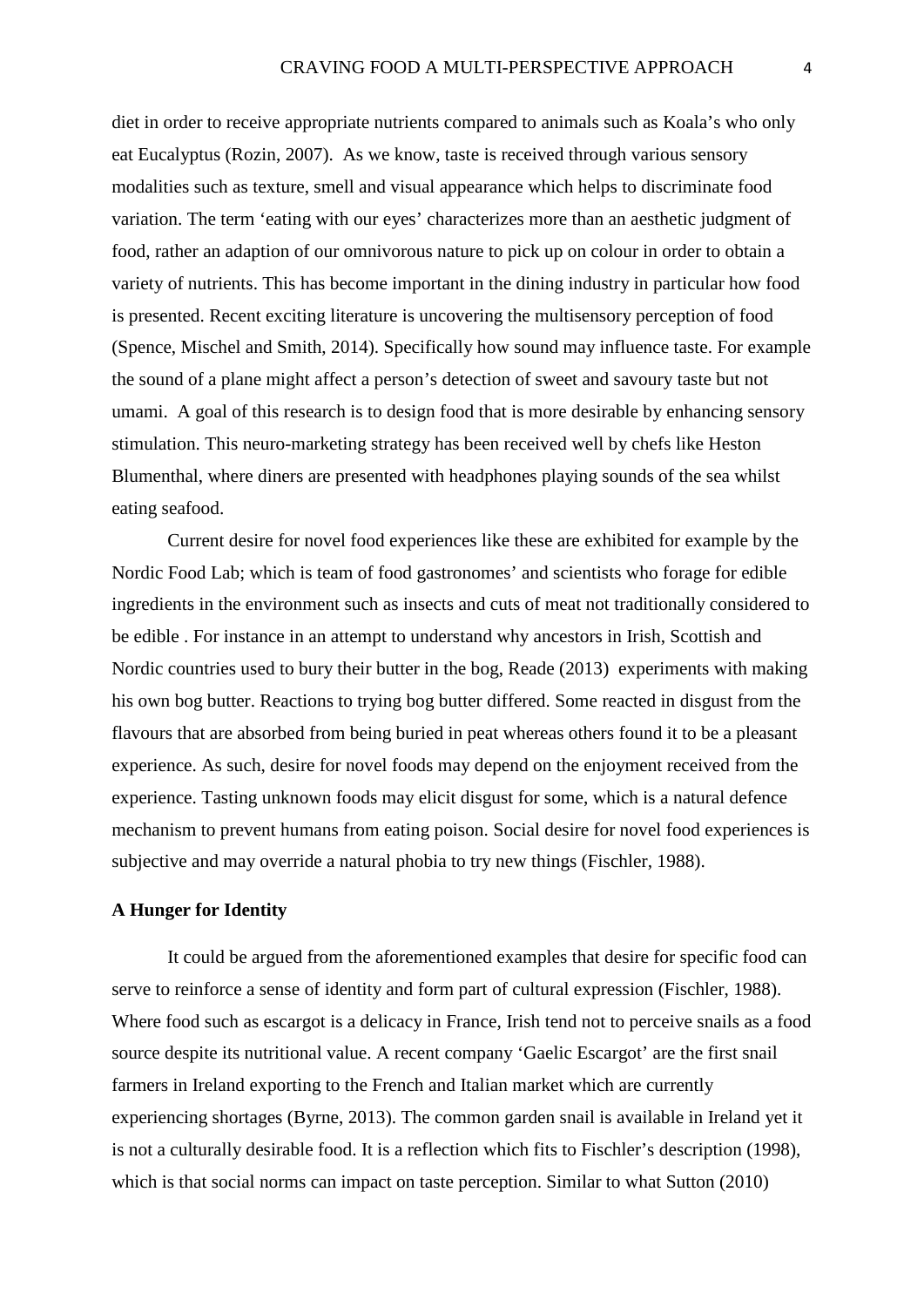diet in order to receive appropriate nutrients compared to animals such as Koala's who only eat Eucalyptus (Rozin, 2007). As we know, taste is received through various sensory modalities such as texture, smell and visual appearance which helps to discriminate food variation. The term 'eating with our eyes' characterizes more than an aesthetic judgment of food, rather an adaption of our omnivorous nature to pick up on colour in order to obtain a variety of nutrients. This has become important in the dining industry in particular how food is presented. Recent exciting literature is uncovering the multisensory perception of food (Spence, Mischel and Smith, 2014). Specifically how sound may influence taste. For example the sound of a plane might affect a person's detection of sweet and savoury taste but not umami. A goal of this research is to design food that is more desirable by enhancing sensory stimulation. This neuro-marketing strategy has been received well by chefs like Heston Blumenthal, where diners are presented with headphones playing sounds of the sea whilst eating seafood.

Current desire for novel food experiences like these are exhibited for example by the Nordic Food Lab; which is team of food gastronomes' and scientists who forage for edible ingredients in the environment such as insects and cuts of meat not traditionally considered to be edible . For instance in an attempt to understand why ancestors in Irish, Scottish and Nordic countries used to bury their butter in the bog, Reade (2013) experiments with making his own bog butter. Reactions to trying bog butter differed. Some reacted in disgust from the flavours that are absorbed from being buried in peat whereas others found it to be a pleasant experience. As such, desire for novel foods may depend on the enjoyment received from the experience. Tasting unknown foods may elicit disgust for some, which is a natural defence mechanism to prevent humans from eating poison. Social desire for novel food experiences is subjective and may override a natural phobia to try new things (Fischler, 1988).

**A Hunger for Identity**

It could be argued from the aforementioned examples that desire for specific food can serve to reinforce a sense of identity and form part of cultural expression (Fischler, 1988). Where food such as escargot is a delicacy in France, Irish tend not to perceive snails as a food source despite its nutritional value. A recent company 'Gaelic Escargot' are the first snail farmers in Ireland exporting to the French and Italian market which are currently experiencing shortages (Byrne, 2013). The common garden snail is available in Ireland yet it is not a culturally desirable food. It is a reflection which fits to Fischler's description (1998), which is that social norms can impact on taste perception. Similar to what Sutton (2010)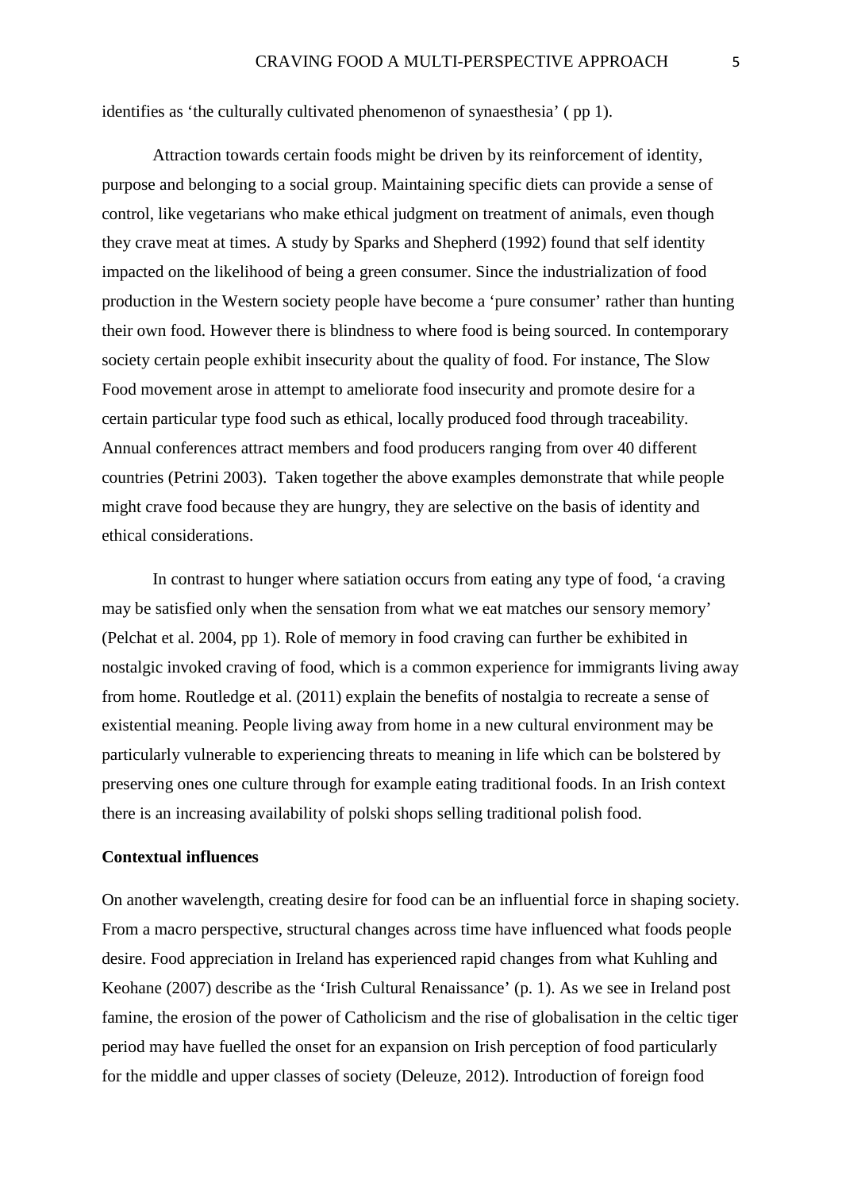identifies as 'the culturally cultivated phenomenon of synaesthesia' ( pp 1).

Attraction towards certain foods might be driven by its reinforcement of identity, purpose and belonging to a social group. Maintaining specific diets can provide a sense of control, like vegetarians who make ethical judgment on treatment of animals, even though they crave meat at times. A study by Sparks and Shepherd (1992) found that self identity impacted on the likelihood of being a green consumer. Since the industrialization of food production in the Western society people have become a 'pure consumer' rather than hunting their own food. However there is blindness to where food is being sourced. In contemporary society certain people exhibit insecurity about the quality of food. For instance, The Slow Food movement arose in attempt to ameliorate food insecurity and promote desire for a certain particular type food such as ethical, locally produced food through traceability. Annual conferences attract members and food producers ranging from over 40 different countries (Petrini 2003). Taken together the above examples demonstrate that while people might crave food because they are hungry, they are selective on the basis of identity and ethical considerations.

In contrast to hunger where satiation occurs from eating any type of food, 'a craving may be satisfied only when the sensation from what we eat matches our sensory memory' (Pelchat et al. 2004, pp 1). Role of memory in food craving can further be exhibited in nostalgic invoked craving of food, which is a common experience for immigrants living away from home. Routledge et al. (2011) explain the benefits of nostalgia to recreate a sense of existential meaning. People living away from home in a new cultural environment may be particularly vulnerable to experiencing threats to meaning in life which can be bolstered by preserving ones one culture through for example eating traditional foods. In an Irish context there is an increasing availability of polski shops selling traditional polish food.

**Contextual influences**

On another wavelength, creating desire for food can be an influential force in shaping society. From a macro perspective, structural changes across time have influenced what foods people desire. Food appreciation in Ireland has experienced rapid changes from what Kuhling and Keohane (2007) describe as the 'Irish Cultural Renaissance' (p. 1). As we see in Ireland post famine, the erosion of the power of Catholicism and the rise of globalisation in the celtic tiger period may have fuelled the onset for an expansion on Irish perception of food particularly for the middle and upper classes of society (Deleuze, 2012). Introduction of foreign food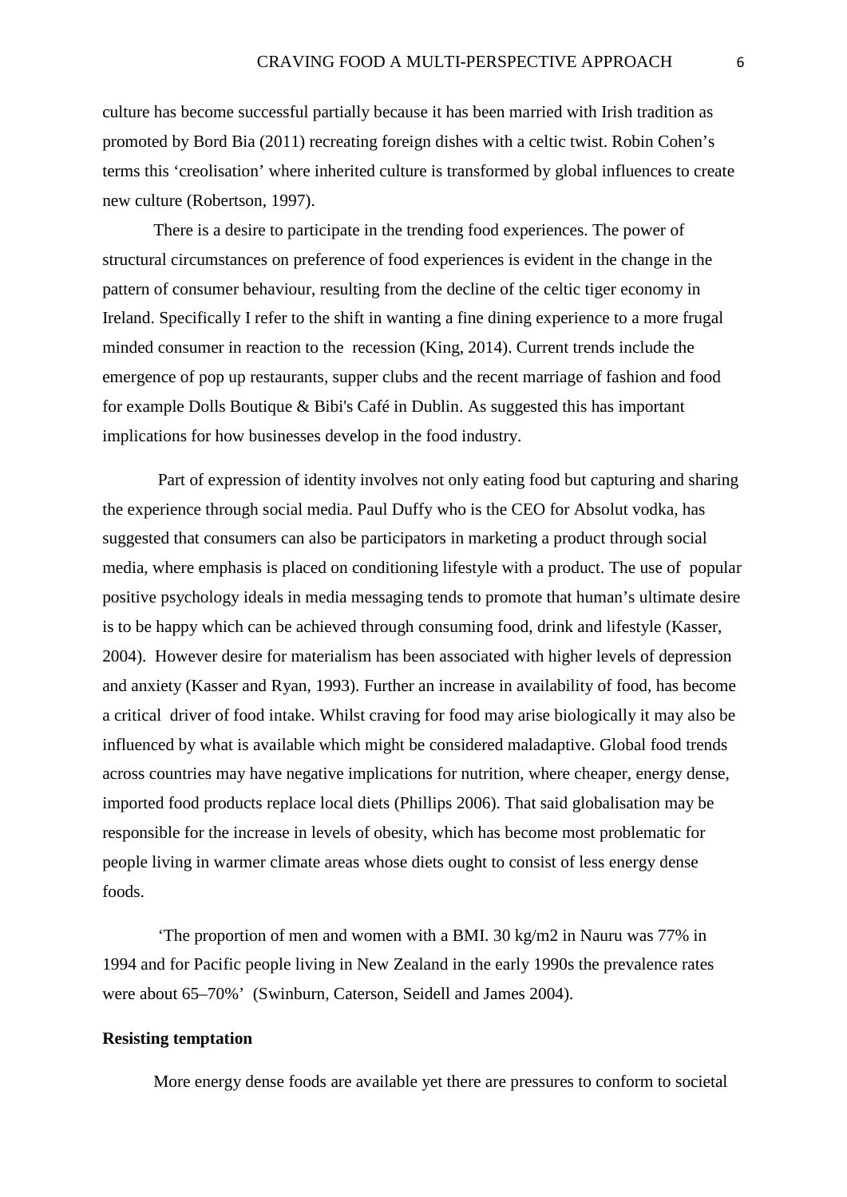culture has become successful partially because it has been married with Irish tradition as promoted by Bord Bia (2011) recreating foreign dishes with a celtic twist. Robin Cohen's terms this 'creolisation' where inherited culture is transformed by global influences to create new culture (Robertson, 1997).

There is a desire to participate in the trending food experiences. The power of structural circumstances on preference of food experiences is evident in the change in the pattern of consumer behaviour, resulting from the decline of the celtic tiger economy in Ireland. Specifically I refer to the shift in wanting a fine dining experience to a more frugal minded consumer in reaction to the recession (King, 2014). Current trends include the emergence of pop up restaurants, supper clubs and the recent marriage of fashion and food for example Dolls Boutique & Bibi's Café in Dublin. As suggested this has important implications for how businesses develop in the food industry.

Part of expression of identity involves not only eating food but capturing and sharing the experience through social media. Paul Duffy who is the CEO for Absolut vodka, has suggested that consumers can also be participators in marketing a product through social media, where emphasis is placed on conditioning lifestyle with a product. The use of popular positive psychology ideals in media messaging tends to promote that human's ultimate desire is to be happy which can be achieved through consuming food, drink and lifestyle (Kasser, 2004). However desire for materialism has been associated with higher levels of depression and anxiety (Kasser and Ryan, 1993). Further an increase in availability of food, has become a critical driver of food intake. Whilst craving for food may arise biologically it may also be influenced by what is available which might be considered maladaptive. Global food trends across countries may have negative implications for nutrition, where cheaper, energy dense, imported food products replace local diets (Phillips 2006). That said globalisation may be responsible for the increase in levels of obesity, which has become most problematic for people living in warmer climate areas whose diets ought to consist of less energy dense foods.

'The proportion of men and women with a BMI. 30 kg/m2 in Nauru was 77% in 1994 and for Pacific people living in New Zealand in the early 1990s the prevalence rates were about 65–70%' (Swinburn, Caterson, Seidell and James 2004).

**Resisting temptation**

More energy dense foods are available yet there are pressures to conform to societal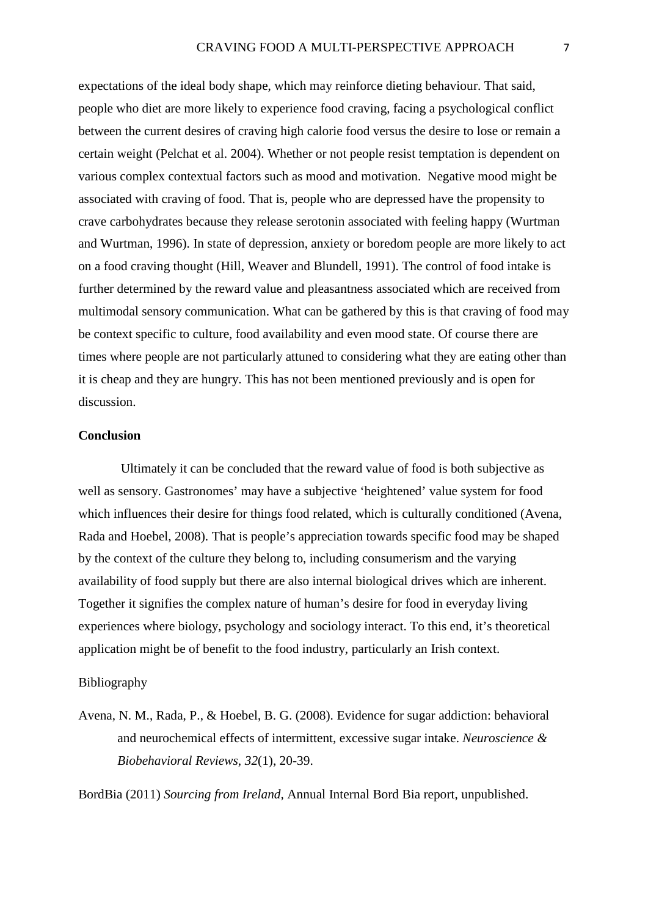expectations of the ideal body shape, which may reinforce dieting behaviour. That said, people who diet are more likely to experience food craving, facing a psychological conflict between the current desires of craving high calorie food versus the desire to lose or remain a certain weight (Pelchat et al. 2004). Whether or not people resist temptation is dependent on various complex contextual factors such as mood and motivation.  Negative mood might be associated with craving of food. That is, people who are depressed have the propensity to crave carbohydrates because they release serotonin associated with feeling happy (Wurtman and Wurtman, 1996). In state of depression, anxiety or boredom people are more likely to act on a food craving thought (Hill, Weaver and Blundell, 1991). The control of food intake is further determined by the reward value and pleasantness associated which are received from multimodal sensory communication. What can be gathered by this is that craving of food may be context specific to culture, food availability and even mood state. Of course there are times where people are not particularly attuned to considering what they are eating other than it is cheap and they are hungry. This has not been mentioned previously and is open for discussion.

**Conclusion**

Ultimately it can be concluded that the reward value of food is both subjective as well as sensory. Gastronomes' may have a subjective 'heightened' value system for food which influences their desire for things food related, which is culturally conditioned (Avena, Rada and Hoebel, 2008). That is people's appreciation towards specific food may be shaped by the context of the culture they belong to, including consumerism and the varying availability of food supply but there are also internal biological drives which are inherent. Together it signifies the complex nature of human's desire for food in everyday living experiences where biology, psychology and sociology interact. To this end, it's theoretical application might be of benefit to the food industry, particularly an Irish context.

Bibliography

Avena, N. M., Rada, P., & Hoebel, B. G. (2008). Evidence for sugar addiction: behavioral and neurochemical effects of intermittent, excessive sugar intake. *Neuroscience & Biobehavioral Reviews*, *32*(1), 20-39.

BordBia (2011) *Sourcing from Ireland*, Annual Internal Bord Bia report, unpublished.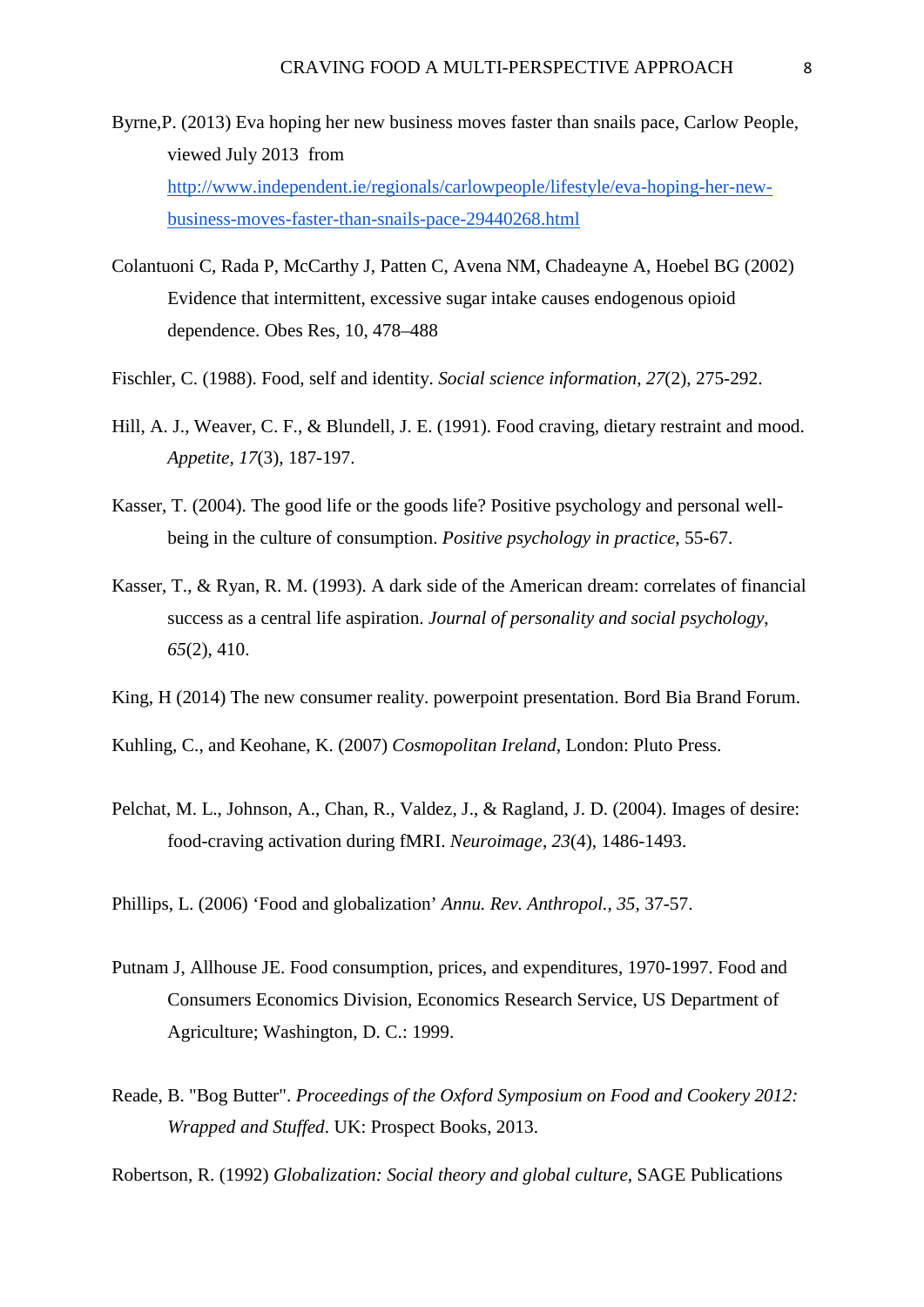Byrne,P. (2013) Eva hoping her new business moves faster than snails pace, Carlow People, viewed July 2013 from [http://www.independent.ie/regionals/carlowpeople/lifestyle/eva-hoping-her-new-business-moves-faster-than-snails-pace-29440268.html](http://www.independent.ie/regionals/carlowpeople/lifestyle/eva-hoping-her-new-business-moves-faster-than-snails-pace-29440268.html)

Colantuoni C, Rada P, McCarthy J, Patten C, Avena NM, Chadeayne A, Hoebel BG (2002) Evidence that intermittent, excessive sugar intake causes endogenous opioid dependence. Obes Res, 10, 478–488

Fischler, C. (1988). Food, self and identity. *Social science information*, *27*(2), 275-292.

Hill, A. J., Weaver, C. F., & Blundell, J. E. (1991). Food craving, dietary restraint and mood. *Appetite*, *17*(3), 187-197.

Kasser, T. (2004). The good life or the goods life? Positive psychology and personal well-being in the culture of consumption. *Positive psychology in practice*, 55-67.

Kasser, T., & Ryan, R. M. (1993). A dark side of the American dream: correlates of financial success as a central life aspiration. *Journal of personality and social psychology*, *65*(2), 410.

King, H (2014) The new consumer reality. powerpoint presentation. Bord Bia Brand Forum.

Kuhling, C., and Keohane, K. (2007) *Cosmopolitan Ireland*, London: Pluto Press.

Pelchat, M. L., Johnson, A., Chan, R., Valdez, J., & Ragland, J. D. (2004). Images of desire: food-craving activation during fMRI. *Neuroimage*, *23*(4), 1486-1493.

Phillips, L. (2006) 'Food and globalization' *Annu. Rev. Anthropol.*, *35*, 37-57.

Putnam J, Allhouse JE. Food consumption, prices, and expenditures, 1970-1997. Food and Consumers Economics Division, Economics Research Service, US Department of Agriculture; Washington, D. C.: 1999.

Reade, B. "Bog Butter". *Proceedings of the Oxford Symposium on Food and Cookery 2012: Wrapped and Stuffed*. UK: Prospect Books, 2013.

Robertson, R. (1992) *Globalization: Social theory and global culture*, SAGE Publications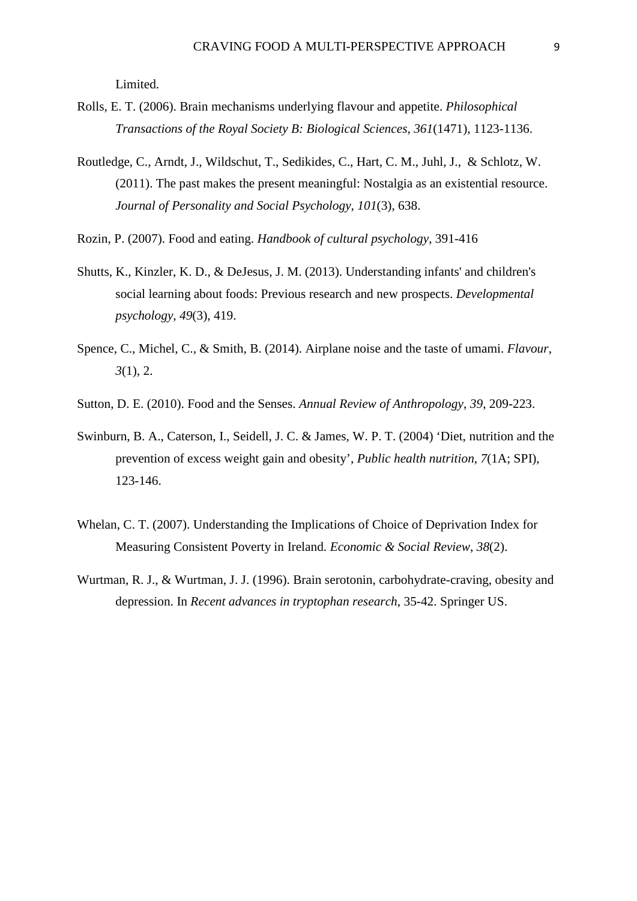Limited.

Rolls, E. T. (2006). Brain mechanisms underlying flavour and appetite. *Philosophical Transactions of the Royal Society B: Biological Sciences*, *361*(1471), 1123-1136.

Routledge, C., Arndt, J., Wildschut, T., Sedikides, C., Hart, C. M., Juhl, J., & Schlotz, W. (2011). The past makes the present meaningful: Nostalgia as an existential resource. *Journal of Personality and Social Psychology*, *101*(3), 638.

Rozin, P. (2007). Food and eating. *Handbook of cultural psychology*, 391-416

Shutts, K., Kinzler, K. D., & DeJesus, J. M. (2013). Understanding infants' and children's social learning about foods: Previous research and new prospects. *Developmental psychology*, *49*(3), 419.

Spence, C., Michel, C., & Smith, B. (2014). Airplane noise and the taste of umami. *Flavour*, *3*(1), 2.

Sutton, D. E. (2010). Food and the Senses. *Annual Review of Anthropology*, *39*, 209-223.

Swinburn, B. A., Caterson, I., Seidell, J. C. & James, W. P. T. (2004) 'Diet, nutrition and the prevention of excess weight gain and obesity', *Public health nutrition, 7*(1A; SPI), 123-146.

Whelan, C. T. (2007). Understanding the Implications of Choice of Deprivation Index for Measuring Consistent Poverty in Ireland. *Economic & Social Review*, *38*(2).

Wurtman, R. J., & Wurtman, J. J. (1996). Brain serotonin, carbohydrate-craving, obesity and depression. In *Recent advances in tryptophan research*, 35-42. Springer US.